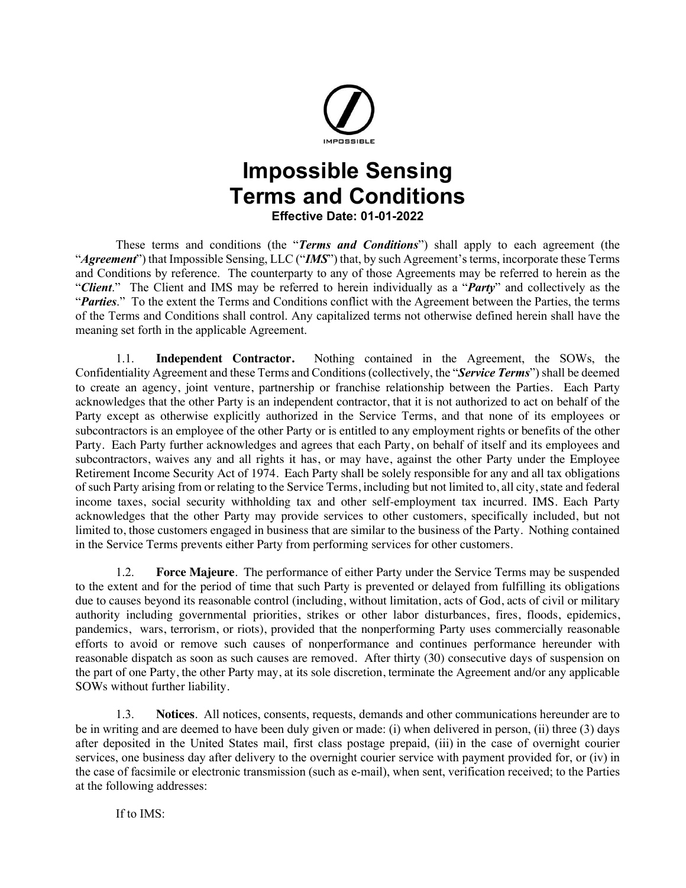# Impossible Sensing
# Terms and Conditions

**Effective Date: 01-01-2022**

These terms and conditions (the "***Terms and Conditions***") shall apply to each agreement (the "***Agreement***") that Impossible Sensing, LLC ("***IMS***") that, by such Agreement's terms, incorporate these Terms and Conditions by reference. The counterparty to any of those Agreements may be referred to herein as the "***Client***." The Client and IMS may be referred to herein individually as a "***Party***" and collectively as the "***Parties***." To the extent the Terms and Conditions conflict with the Agreement between the Parties, the terms of the Terms and Conditions shall control. Any capitalized terms not otherwise defined herein shall have the meaning set forth in the applicable Agreement.

1.1. **Independent Contractor.** Nothing contained in the Agreement, the SOWs, the Confidentiality Agreement and these Terms and Conditions (collectively, the "***Service Terms***") shall be deemed to create an agency, joint venture, partnership or franchise relationship between the Parties. Each Party acknowledges that the other Party is an independent contractor, that it is not authorized to act on behalf of the Party except as otherwise explicitly authorized in the Service Terms, and that none of its employees or subcontractors is an employee of the other Party or is entitled to any employment rights or benefits of the other Party. Each Party further acknowledges and agrees that each Party, on behalf of itself and its employees and subcontractors, waives any and all rights it has, or may have, against the other Party under the Employee Retirement Income Security Act of 1974. Each Party shall be solely responsible for any and all tax obligations of such Party arising from or relating to the Service Terms, including but not limited to, all city, state and federal income taxes, social security withholding tax and other self-employment tax incurred. IMS. Each Party acknowledges that the other Party may provide services to other customers, specifically included, but not limited to, those customers engaged in business that are similar to the business of the Party. Nothing contained in the Service Terms prevents either Party from performing services for other customers.

1.2. **Force Majeure**. The performance of either Party under the Service Terms may be suspended to the extent and for the period of time that such Party is prevented or delayed from fulfilling its obligations due to causes beyond its reasonable control (including, without limitation, acts of God, acts of civil or military authority including governmental priorities, strikes or other labor disturbances, fires, floods, epidemics, pandemics, wars, terrorism, or riots), provided that the nonperforming Party uses commercially reasonable efforts to avoid or remove such causes of nonperformance and continues performance hereunder with reasonable dispatch as soon as such causes are removed. After thirty (30) consecutive days of suspension on the part of one Party, the other Party may, at its sole discretion, terminate the Agreement and/or any applicable SOWs without further liability.

1.3. **Notices**. All notices, consents, requests, demands and other communications hereunder are to be in writing and are deemed to have been duly given or made: (i) when delivered in person, (ii) three (3) days after deposited in the United States mail, first class postage prepaid, (iii) in the case of overnight courier services, one business day after delivery to the overnight courier service with payment provided for, or (iv) in the case of facsimile or electronic transmission (such as e-mail), when sent, verification received; to the Parties at the following addresses:

If to IMS: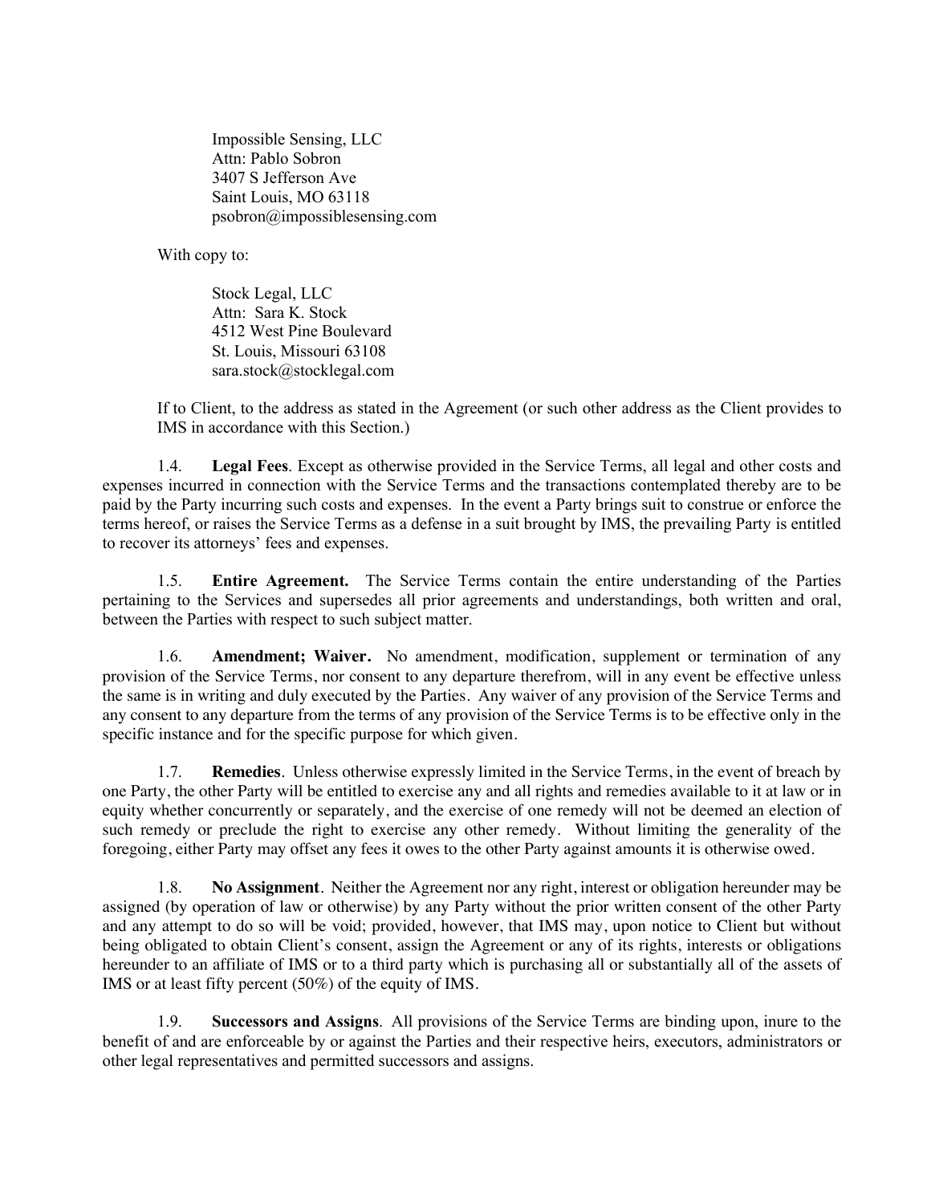Impossible Sensing, LLC
Attn: Pablo Sobron
3407 S Jefferson Ave
Saint Louis, MO 63118
psobron@impossiblesensing.com

With copy to:

Stock Legal, LLC
Attn: Sara K. Stock
4512 West Pine Boulevard
St. Louis, Missouri 63108
sara.stock@stocklegal.com

If to Client, to the address as stated in the Agreement (or such other address as the Client provides to IMS in accordance with this Section.)

1.4. **Legal Fees**. Except as otherwise provided in the Service Terms, all legal and other costs and expenses incurred in connection with the Service Terms and the transactions contemplated thereby are to be paid by the Party incurring such costs and expenses. In the event a Party brings suit to construe or enforce the terms hereof, or raises the Service Terms as a defense in a suit brought by IMS, the prevailing Party is entitled to recover its attorneys' fees and expenses.

1.5. **Entire Agreement.** The Service Terms contain the entire understanding of the Parties pertaining to the Services and supersedes all prior agreements and understandings, both written and oral, between the Parties with respect to such subject matter.

1.6. **Amendment; Waiver.** No amendment, modification, supplement or termination of any provision of the Service Terms, nor consent to any departure therefrom, will in any event be effective unless the same is in writing and duly executed by the Parties. Any waiver of any provision of the Service Terms and any consent to any departure from the terms of any provision of the Service Terms is to be effective only in the specific instance and for the specific purpose for which given.

1.7. **Remedies**. Unless otherwise expressly limited in the Service Terms, in the event of breach by one Party, the other Party will be entitled to exercise any and all rights and remedies available to it at law or in equity whether concurrently or separately, and the exercise of one remedy will not be deemed an election of such remedy or preclude the right to exercise any other remedy. Without limiting the generality of the foregoing, either Party may offset any fees it owes to the other Party against amounts it is otherwise owed.

1.8. **No Assignment**. Neither the Agreement nor any right, interest or obligation hereunder may be assigned (by operation of law or otherwise) by any Party without the prior written consent of the other Party and any attempt to do so will be void; provided, however, that IMS may, upon notice to Client but without being obligated to obtain Client's consent, assign the Agreement or any of its rights, interests or obligations hereunder to an affiliate of IMS or to a third party which is purchasing all or substantially all of the assets of IMS or at least fifty percent (50%) of the equity of IMS.

1.9. **Successors and Assigns**. All provisions of the Service Terms are binding upon, inure to the benefit of and are enforceable by or against the Parties and their respective heirs, executors, administrators or other legal representatives and permitted successors and assigns.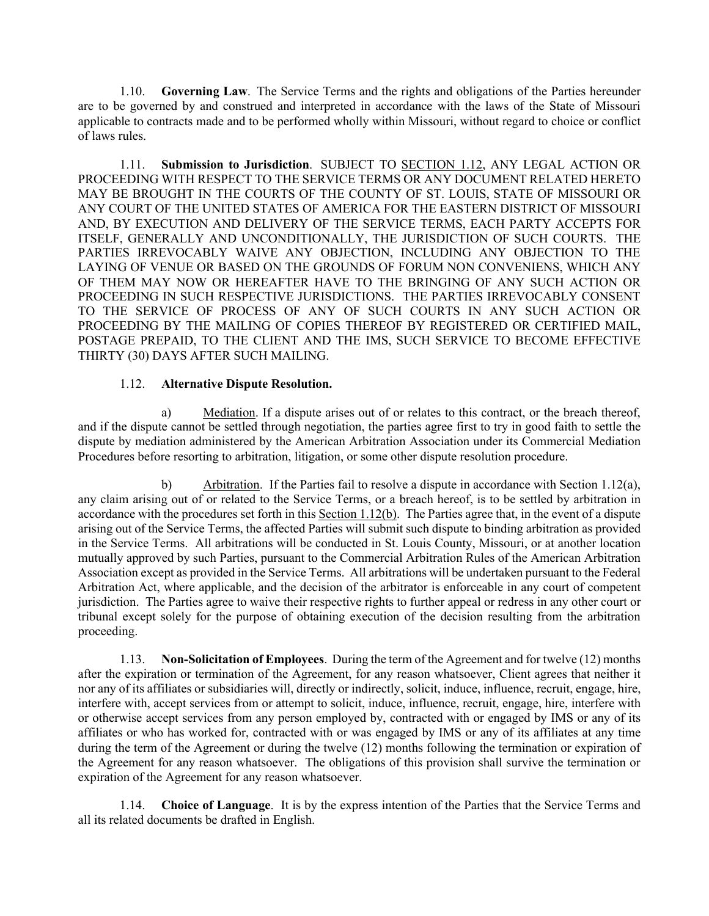1.10. **Governing Law**. The Service Terms and the rights and obligations of the Parties hereunder are to be governed by and construed and interpreted in accordance with the laws of the State of Missouri applicable to contracts made and to be performed wholly within Missouri, without regard to choice or conflict of laws rules.

1.11. **Submission to Jurisdiction**. SUBJECT TO SECTION 1.12, ANY LEGAL ACTION OR PROCEEDING WITH RESPECT TO THE SERVICE TERMS OR ANY DOCUMENT RELATED HERETO MAY BE BROUGHT IN THE COURTS OF THE COUNTY OF ST. LOUIS, STATE OF MISSOURI OR ANY COURT OF THE UNITED STATES OF AMERICA FOR THE EASTERN DISTRICT OF MISSOURI AND, BY EXECUTION AND DELIVERY OF THE SERVICE TERMS, EACH PARTY ACCEPTS FOR ITSELF, GENERALLY AND UNCONDITIONALLY, THE JURISDICTION OF SUCH COURTS. THE PARTIES IRREVOCABLY WAIVE ANY OBJECTION, INCLUDING ANY OBJECTION TO THE LAYING OF VENUE OR BASED ON THE GROUNDS OF FORUM NON CONVENIENS, WHICH ANY OF THEM MAY NOW OR HEREAFTER HAVE TO THE BRINGING OF ANY SUCH ACTION OR PROCEEDING IN SUCH RESPECTIVE JURISDICTIONS. THE PARTIES IRREVOCABLY CONSENT TO THE SERVICE OF PROCESS OF ANY OF SUCH COURTS IN ANY SUCH ACTION OR PROCEEDING BY THE MAILING OF COPIES THEREOF BY REGISTERED OR CERTIFIED MAIL, POSTAGE PREPAID, TO THE CLIENT AND THE IMS, SUCH SERVICE TO BECOME EFFECTIVE THIRTY (30) DAYS AFTER SUCH MAILING.

1.12. **Alternative Dispute Resolution.**

a) Mediation. If a dispute arises out of or relates to this contract, or the breach thereof, and if the dispute cannot be settled through negotiation, the parties agree first to try in good faith to settle the dispute by mediation administered by the American Arbitration Association under its Commercial Mediation Procedures before resorting to arbitration, litigation, or some other dispute resolution procedure.

b) Arbitration. If the Parties fail to resolve a dispute in accordance with Section 1.12(a), any claim arising out of or related to the Service Terms, or a breach hereof, is to be settled by arbitration in accordance with the procedures set forth in this Section 1.12(b). The Parties agree that, in the event of a dispute arising out of the Service Terms, the affected Parties will submit such dispute to binding arbitration as provided in the Service Terms. All arbitrations will be conducted in St. Louis County, Missouri, or at another location mutually approved by such Parties, pursuant to the Commercial Arbitration Rules of the American Arbitration Association except as provided in the Service Terms. All arbitrations will be undertaken pursuant to the Federal Arbitration Act, where applicable, and the decision of the arbitrator is enforceable in any court of competent jurisdiction. The Parties agree to waive their respective rights to further appeal or redress in any other court or tribunal except solely for the purpose of obtaining execution of the decision resulting from the arbitration proceeding.

1.13. **Non-Solicitation of Employees**. During the term of the Agreement and for twelve (12) months after the expiration or termination of the Agreement, for any reason whatsoever, Client agrees that neither it nor any of its affiliates or subsidiaries will, directly or indirectly, solicit, induce, influence, recruit, engage, hire, interfere with, accept services from or attempt to solicit, induce, influence, recruit, engage, hire, interfere with or otherwise accept services from any person employed by, contracted with or engaged by IMS or any of its affiliates or who has worked for, contracted with or was engaged by IMS or any of its affiliates at any time during the term of the Agreement or during the twelve (12) months following the termination or expiration of the Agreement for any reason whatsoever. The obligations of this provision shall survive the termination or expiration of the Agreement for any reason whatsoever.

1.14. **Choice of Language**. It is by the express intention of the Parties that the Service Terms and all its related documents be drafted in English.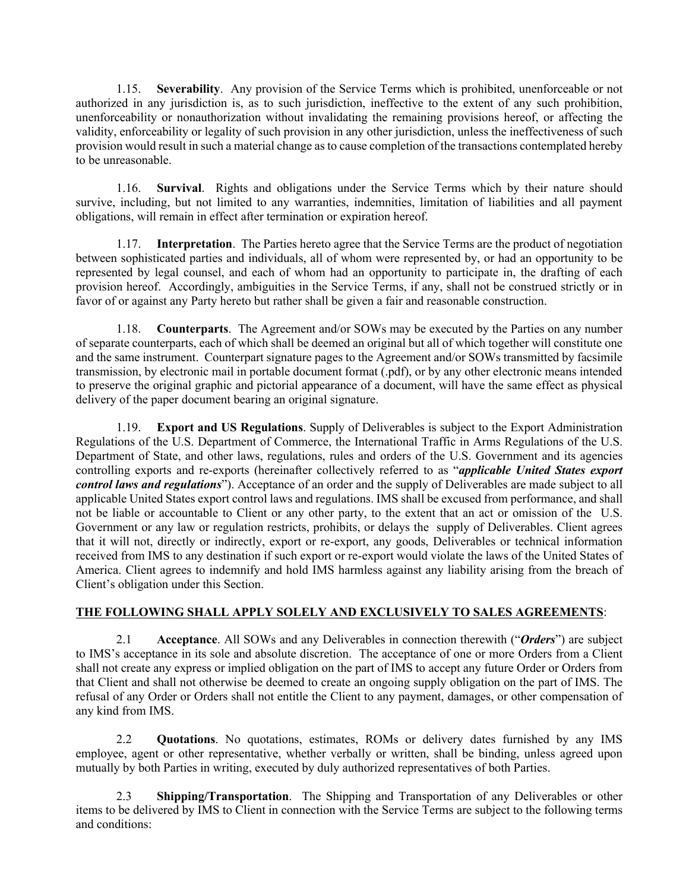1.15. **Severability**. Any provision of the Service Terms which is prohibited, unenforceable or not authorized in any jurisdiction is, as to such jurisdiction, ineffective to the extent of any such prohibition, unenforceability or nonauthorization without invalidating the remaining provisions hereof, or affecting the validity, enforceability or legality of such provision in any other jurisdiction, unless the ineffectiveness of such provision would result in such a material change as to cause completion of the transactions contemplated hereby to be unreasonable.

1.16. **Survival**. Rights and obligations under the Service Terms which by their nature should survive, including, but not limited to any warranties, indemnities, limitation of liabilities and all payment obligations, will remain in effect after termination or expiration hereof.

1.17. **Interpretation**. The Parties hereto agree that the Service Terms are the product of negotiation between sophisticated parties and individuals, all of whom were represented by, or had an opportunity to be represented by legal counsel, and each of whom had an opportunity to participate in, the drafting of each provision hereof. Accordingly, ambiguities in the Service Terms, if any, shall not be construed strictly or in favor of or against any Party hereto but rather shall be given a fair and reasonable construction.

1.18. **Counterparts**. The Agreement and/or SOWs may be executed by the Parties on any number of separate counterparts, each of which shall be deemed an original but all of which together will constitute one and the same instrument. Counterpart signature pages to the Agreement and/or SOWs transmitted by facsimile transmission, by electronic mail in portable document format (.pdf), or by any other electronic means intended to preserve the original graphic and pictorial appearance of a document, will have the same effect as physical delivery of the paper document bearing an original signature.

1.19. **Export and US Regulations**. Supply of Deliverables is subject to the Export Administration Regulations of the U.S. Department of Commerce, the International Traffic in Arms Regulations of the U.S. Department of State, and other laws, regulations, rules and orders of the U.S. Government and its agencies controlling exports and re-exports (hereinafter collectively referred to as "***applicable United States export control laws and regulations***"). Acceptance of an order and the supply of Deliverables are made subject to all applicable United States export control laws and regulations. IMS shall be excused from performance, and shall not be liable or accountable to Client or any other party, to the extent that an act or omission of the U.S. Government or any law or regulation restricts, prohibits, or delays the supply of Deliverables. Client agrees that it will not, directly or indirectly, export or re-export, any goods, Deliverables or technical information received from IMS to any destination if such export or re-export would violate the laws of the United States of America. Client agrees to indemnify and hold IMS harmless against any liability arising from the breach of Client's obligation under this Section.

**<u>THE FOLLOWING SHALL APPLY SOLELY AND EXCLUSIVELY TO SALES AGREEMENTS</u>**:

2.1 **Acceptance**. All SOWs and any Deliverables in connection therewith ("***Orders***") are subject to IMS's acceptance in its sole and absolute discretion. The acceptance of one or more Orders from a Client shall not create any express or implied obligation on the part of IMS to accept any future Order or Orders from that Client and shall not otherwise be deemed to create an ongoing supply obligation on the part of IMS. The refusal of any Order or Orders shall not entitle the Client to any payment, damages, or other compensation of any kind from IMS.

2.2 **Quotations**. No quotations, estimates, ROMs or delivery dates furnished by any IMS employee, agent or other representative, whether verbally or written, shall be binding, unless agreed upon mutually by both Parties in writing, executed by duly authorized representatives of both Parties.

2.3 **Shipping/Transportation**. The Shipping and Transportation of any Deliverables or other items to be delivered by IMS to Client in connection with the Service Terms are subject to the following terms and conditions: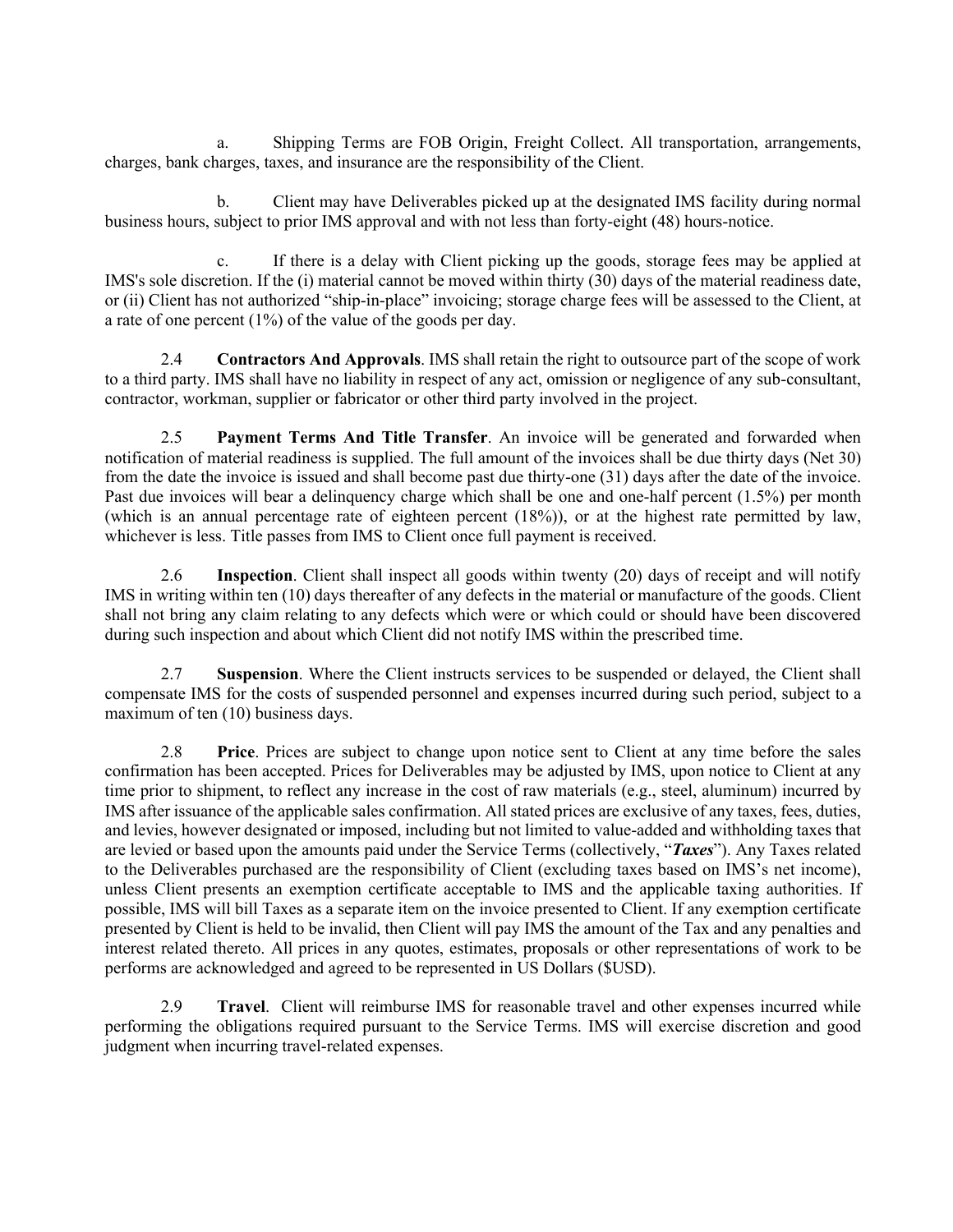a. Shipping Terms are FOB Origin, Freight Collect. All transportation, arrangements, charges, bank charges, taxes, and insurance are the responsibility of the Client.

b. Client may have Deliverables picked up at the designated IMS facility during normal business hours, subject to prior IMS approval and with not less than forty-eight (48) hours-notice.

c. If there is a delay with Client picking up the goods, storage fees may be applied at IMS's sole discretion. If the (i) material cannot be moved within thirty (30) days of the material readiness date, or (ii) Client has not authorized "ship-in-place" invoicing; storage charge fees will be assessed to the Client, at a rate of one percent (1%) of the value of the goods per day.

2.4 **Contractors And Approvals**. IMS shall retain the right to outsource part of the scope of work to a third party. IMS shall have no liability in respect of any act, omission or negligence of any sub-consultant, contractor, workman, supplier or fabricator or other third party involved in the project.

2.5 **Payment Terms And Title Transfer**. An invoice will be generated and forwarded when notification of material readiness is supplied. The full amount of the invoices shall be due thirty days (Net 30) from the date the invoice is issued and shall become past due thirty-one (31) days after the date of the invoice. Past due invoices will bear a delinquency charge which shall be one and one-half percent (1.5%) per month (which is an annual percentage rate of eighteen percent (18%)), or at the highest rate permitted by law, whichever is less. Title passes from IMS to Client once full payment is received.

2.6 **Inspection**. Client shall inspect all goods within twenty (20) days of receipt and will notify IMS in writing within ten (10) days thereafter of any defects in the material or manufacture of the goods. Client shall not bring any claim relating to any defects which were or which could or should have been discovered during such inspection and about which Client did not notify IMS within the prescribed time.

2.7 **Suspension**. Where the Client instructs services to be suspended or delayed, the Client shall compensate IMS for the costs of suspended personnel and expenses incurred during such period, subject to a maximum of ten (10) business days.

2.8 **Price**. Prices are subject to change upon notice sent to Client at any time before the sales confirmation has been accepted. Prices for Deliverables may be adjusted by IMS, upon notice to Client at any time prior to shipment, to reflect any increase in the cost of raw materials (e.g., steel, aluminum) incurred by IMS after issuance of the applicable sales confirmation. All stated prices are exclusive of any taxes, fees, duties, and levies, however designated or imposed, including but not limited to value-added and withholding taxes that are levied or based upon the amounts paid under the Service Terms (collectively, "***Taxes***"). Any Taxes related to the Deliverables purchased are the responsibility of Client (excluding taxes based on IMS's net income), unless Client presents an exemption certificate acceptable to IMS and the applicable taxing authorities. If possible, IMS will bill Taxes as a separate item on the invoice presented to Client. If any exemption certificate presented by Client is held to be invalid, then Client will pay IMS the amount of the Tax and any penalties and interest related thereto. All prices in any quotes, estimates, proposals or other representations of work to be performs are acknowledged and agreed to be represented in US Dollars ($USD).

2.9 **Travel**. Client will reimburse IMS for reasonable travel and other expenses incurred while performing the obligations required pursuant to the Service Terms. IMS will exercise discretion and good judgment when incurring travel-related expenses.